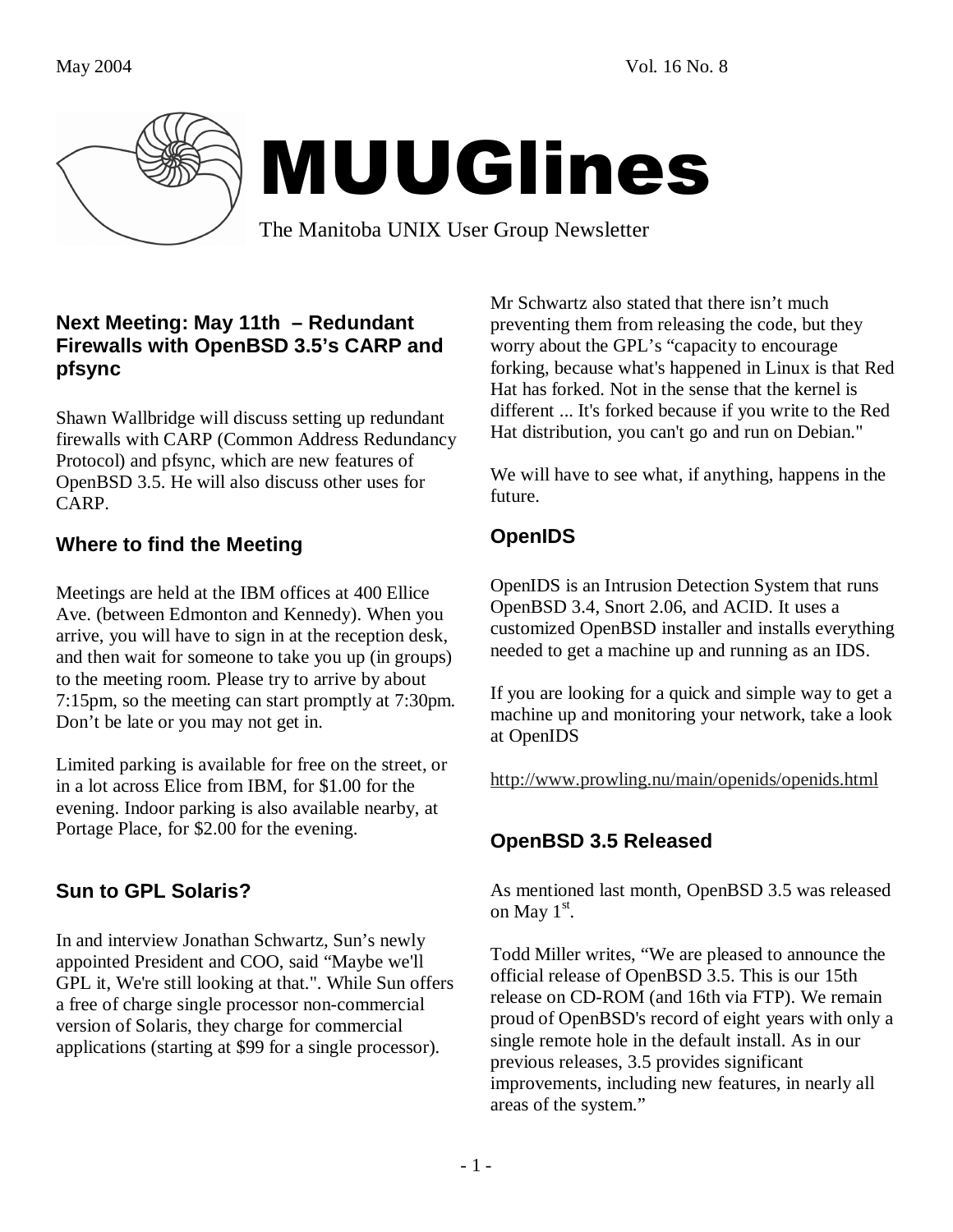May 2004 Vol. 16 No. 8

# MUUGlines

The Manitoba UNIX User Group Newsletter

## Next Meeting: May 11th – Redundant Firewalls with OpenBSD 3.5's CARP and pfsync

Shawn Wallbridge will discuss setting up redundant firewalls with CARP (Common Address Redundancy Protocol) and pfsync, which are new features of OpenBSD 3.5. He will also discuss other uses for CARP.

## Where to find the Meeting

Meetings are held at the IBM offices at 400 Ellice Ave. (between Edmonton and Kennedy). When you arrive, you will have to sign in at the reception desk, and then wait for someone to take you up (in groups) to the meeting room. Please try to arrive by about 7:15pm, so the meeting can start promptly at 7:30pm. Don't be late or you may not get in.

Limited parking is available for free on the street, or in a lot across Elice from IBM, for $1.00 for the evening. Indoor parking is also available nearby, at Portage Place, for $2.00 for the evening.

## Sun to GPL Solaris?

In and interview Jonathan Schwartz, Sun's newly appointed President and COO, said "Maybe we'll GPL it, We're still looking at that.". While Sun offers a free of charge single processor non-commercial version of Solaris, they charge for commercial applications (starting at $99 for a single processor).

Mr Schwartz also stated that there isn't much preventing them from releasing the code, but they worry about the GPL's "capacity to encourage forking, because what's happened in Linux is that Red Hat has forked. Not in the sense that the kernel is different ... It's forked because if you write to the Red Hat distribution, you can't go and run on Debian."

We will have to see what, if anything, happens in the future.

## OpenIDS

OpenIDS is an Intrusion Detection System that runs OpenBSD 3.4, Snort 2.06, and ACID. It uses a customized OpenBSD installer and installs everything needed to get a machine up and running as an IDS.

If you are looking for a quick and simple way to get a machine up and monitoring your network, take a look at OpenIDS

http://www.prowling.nu/main/openids/openids.html

## OpenBSD 3.5 Released

As mentioned last month, OpenBSD 3.5 was released on May 1st.

Todd Miller writes, "We are pleased to announce the official release of OpenBSD 3.5. This is our 15th release on CD-ROM (and 16th via FTP). We remain proud of OpenBSD's record of eight years with only a single remote hole in the default install. As in our previous releases, 3.5 provides significant improvements, including new features, in nearly all areas of the system."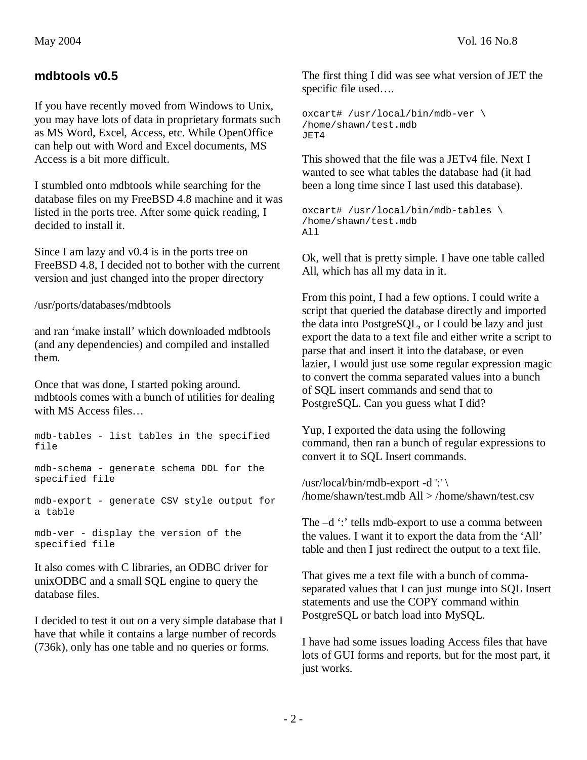## mdbtools v0.5

If you have recently moved from Windows to Unix, you may have lots of data in proprietary formats such as MS Word, Excel, Access, etc. While OpenOffice can help out with Word and Excel documents, MS Access is a bit more difficult.

I stumbled onto mdbtools while searching for the database files on my FreeBSD 4.8 machine and it was listed in the ports tree. After some quick reading, I decided to install it.

Since I am lazy and v0.4 is in the ports tree on FreeBSD 4.8, I decided not to bother with the current version and just changed into the proper directory

/usr/ports/databases/mdbtools

and ran 'make install' which downloaded mdbtools (and any dependencies) and compiled and installed them.

Once that was done, I started poking around. mdbtools comes with a bunch of utilities for dealing with MS Access files…

```
mdb-tables - list tables in the specified file

mdb-schema - generate schema DDL for the specified file

mdb-export - generate CSV style output for a table

mdb-ver - display the version of the specified file
```

It also comes with C libraries, an ODBC driver for unixODBC and a small SQL engine to query the database files.

I decided to test it out on a very simple database that I have that while it contains a large number of records (736k), only has one table and no queries or forms.

The first thing I did was see what version of JET the specific file used….

```
oxcart# /usr/local/bin/mdb-ver \
/home/shawn/test.mdb
JET4
```

This showed that the file was a JETv4 file. Next I wanted to see what tables the database had (it had been a long time since I last used this database).

```
oxcart# /usr/local/bin/mdb-tables \
/home/shawn/test.mdb
All
```

Ok, well that is pretty simple. I have one table called All, which has all my data in it.

From this point, I had a few options. I could write a script that queried the database directly and imported the data into PostgreSQL, or I could be lazy and just export the data to a text file and either write a script to parse that and insert it into the database, or even lazier, I would just use some regular expression magic to convert the comma separated values into a bunch of SQL insert commands and send that to PostgreSQL. Can you guess what I did?

Yup, I exported the data using the following command, then ran a bunch of regular expressions to convert it to SQL Insert commands.

/usr/local/bin/mdb-export -d ':' \
/home/shawn/test.mdb All > /home/shawn/test.csv

The –d ':' tells mdb-export to use a comma between the values. I want it to export the data from the 'All' table and then I just redirect the output to a text file.

That gives me a text file with a bunch of comma-separated values that I can just munge into SQL Insert statements and use the COPY command within PostgreSQL or batch load into MySQL.

I have had some issues loading Access files that have lots of GUI forms and reports, but for the most part, it just works.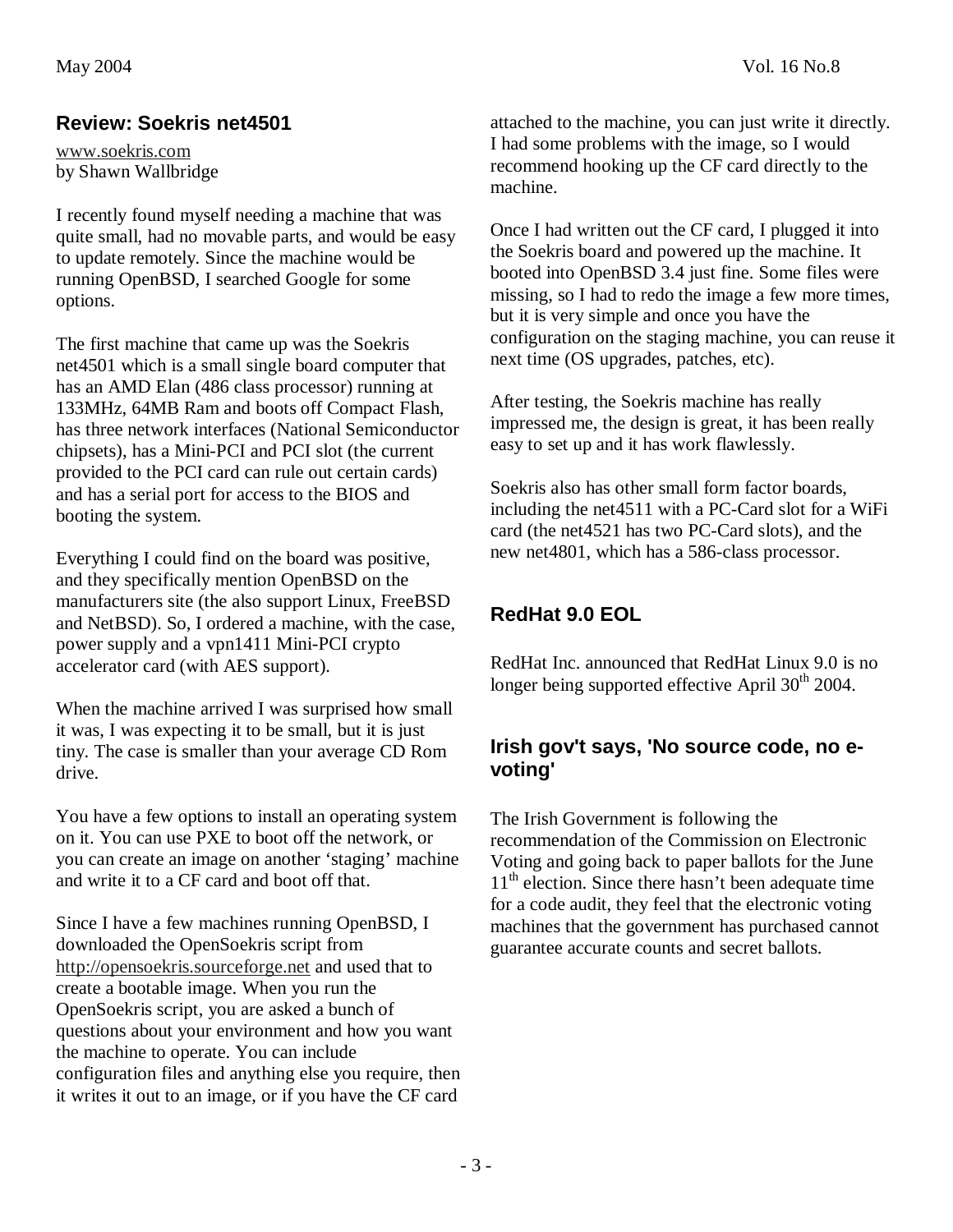## Review: Soekris net4501

www.soekris.com
by Shawn Wallbridge

I recently found myself needing a machine that was quite small, had no movable parts, and would be easy to update remotely. Since the machine would be running OpenBSD, I searched Google for some options.

The first machine that came up was the Soekris net4501 which is a small single board computer that has an AMD Elan (486 class processor) running at 133MHz, 64MB Ram and boots off Compact Flash, has three network interfaces (National Semiconductor chipsets), has a Mini-PCI and PCI slot (the current provided to the PCI card can rule out certain cards) and has a serial port for access to the BIOS and booting the system.

Everything I could find on the board was positive, and they specifically mention OpenBSD on the manufacturers site (the also support Linux, FreeBSD and NetBSD). So, I ordered a machine, with the case, power supply and a vpn1411 Mini-PCI crypto accelerator card (with AES support).

When the machine arrived I was surprised how small it was, I was expecting it to be small, but it is just tiny. The case is smaller than your average CD Rom drive.

You have a few options to install an operating system on it. You can use PXE to boot off the network, or you can create an image on another 'staging' machine and write it to a CF card and boot off that.

Since I have a few machines running OpenBSD, I downloaded the OpenSoekris script from http://opensoekris.sourceforge.net and used that to create a bootable image. When you run the OpenSoekris script, you are asked a bunch of questions about your environment and how you want the machine to operate. You can include configuration files and anything else you require, then it writes it out to an image, or if you have the CF card attached to the machine, you can just write it directly. I had some problems with the image, so I would recommend hooking up the CF card directly to the machine.

Once I had written out the CF card, I plugged it into the Soekris board and powered up the machine. It booted into OpenBSD 3.4 just fine. Some files were missing, so I had to redo the image a few more times, but it is very simple and once you have the configuration on the staging machine, you can reuse it next time (OS upgrades, patches, etc).

After testing, the Soekris machine has really impressed me, the design is great, it has been really easy to set up and it has work flawlessly.

Soekris also has other small form factor boards, including the net4511 with a PC-Card slot for a WiFi card (the net4521 has two PC-Card slots), and the new net4801, which has a 586-class processor.

## RedHat 9.0 EOL

RedHat Inc. announced that RedHat Linux 9.0 is no longer being supported effective April 30th 2004.

## Irish gov't says, 'No source code, no e-voting'

The Irish Government is following the recommendation of the Commission on Electronic Voting and going back to paper ballots for the June 11th election. Since there hasn't been adequate time for a code audit, they feel that the electronic voting machines that the government has purchased cannot guarantee accurate counts and secret ballots.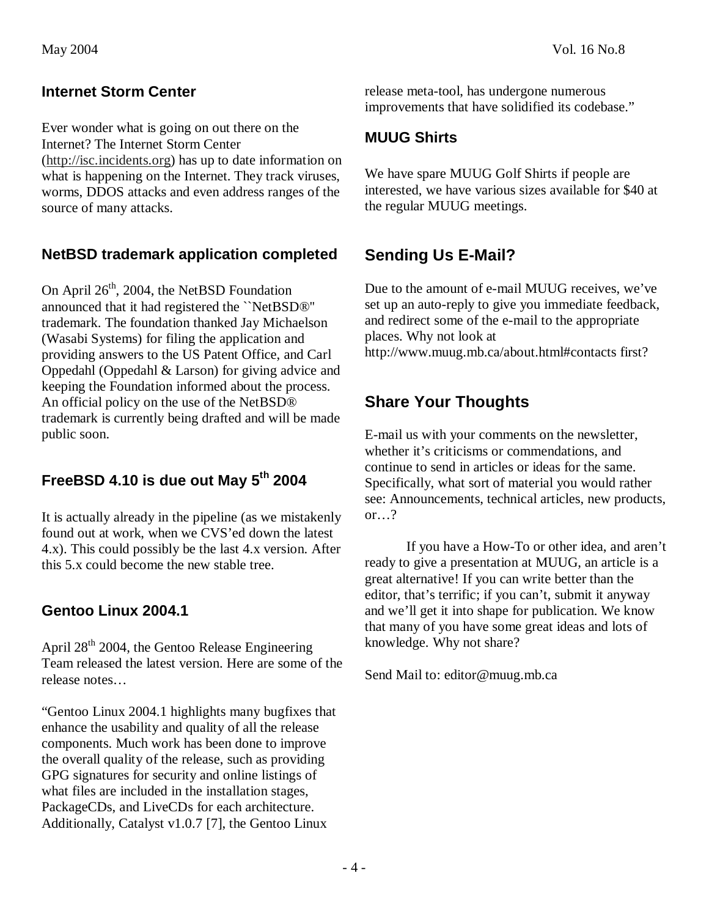## Internet Storm Center

Ever wonder what is going on out there on the Internet? The Internet Storm Center (http://isc.incidents.org) has up to date information on what is happening on the Internet. They track viruses, worms, DDOS attacks and even address ranges of the source of many attacks.

## NetBSD trademark application completed

On April 26th, 2004, the NetBSD Foundation announced that it had registered the ``NetBSD®" trademark. The foundation thanked Jay Michaelson (Wasabi Systems) for filing the application and providing answers to the US Patent Office, and Carl Oppedahl (Oppedahl & Larson) for giving advice and keeping the Foundation informed about the process. An official policy on the use of the NetBSD® trademark is currently being drafted and will be made public soon.

## FreeBSD 4.10 is due out May 5th 2004

It is actually already in the pipeline (as we mistakenly found out at work, when we CVS'ed down the latest 4.x). This could possibly be the last 4.x version. After this 5.x could become the new stable tree.

## Gentoo Linux 2004.1

April 28th 2004, the Gentoo Release Engineering Team released the latest version. Here are some of the release notes…

"Gentoo Linux 2004.1 highlights many bugfixes that enhance the usability and quality of all the release components. Much work has been done to improve the overall quality of the release, such as providing GPG signatures for security and online listings of what files are included in the installation stages, PackageCDs, and LiveCDs for each architecture. Additionally, Catalyst v1.0.7 [7], the Gentoo Linux release meta-tool, has undergone numerous improvements that have solidified its codebase."

## MUUG Shirts

We have spare MUUG Golf Shirts if people are interested, we have various sizes available for $40 at the regular MUUG meetings.

## Sending Us E-Mail?

Due to the amount of e-mail MUUG receives, we've set up an auto-reply to give you immediate feedback, and redirect some of the e-mail to the appropriate places. Why not look at http://www.muug.mb.ca/about.html#contacts first?

## Share Your Thoughts

E-mail us with your comments on the newsletter, whether it's criticisms or commendations, and continue to send in articles or ideas for the same. Specifically, what sort of material you would rather see: Announcements, technical articles, new products, or…?

If you have a How-To or other idea, and aren't ready to give a presentation at MUUG, an article is a great alternative! If you can write better than the editor, that's terrific; if you can't, submit it anyway and we'll get it into shape for publication. We know that many of you have some great ideas and lots of knowledge. Why not share?

Send Mail to: editor@muug.mb.ca